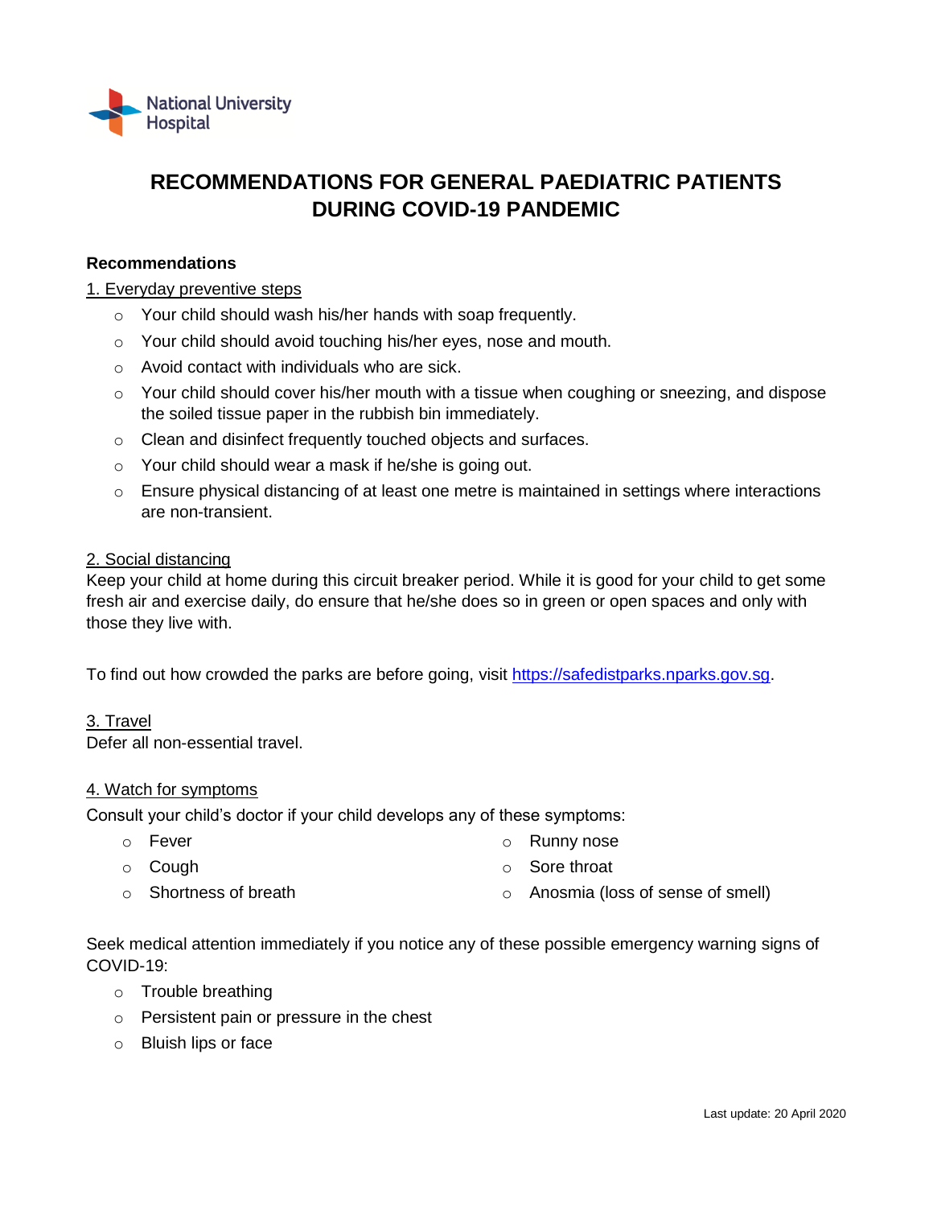National University Hospital

# RECOMMENDATIONS FOR GENERAL PAEDIATRIC PATIENTS DURING COVID-19 PANDEMIC

**Recommendations**

1. Everyday preventive steps

- Your child should wash his/her hands with soap frequently.
- Your child should avoid touching his/her eyes, nose and mouth.
- Avoid contact with individuals who are sick.
- Your child should cover his/her mouth with a tissue when coughing or sneezing, and dispose the soiled tissue paper in the rubbish bin immediately.
- Clean and disinfect frequently touched objects and surfaces.
- Your child should wear a mask if he/she is going out.
- Ensure physical distancing of at least one metre is maintained in settings where interactions are non-transient.

2. Social distancing

Keep your child at home during this circuit breaker period. While it is good for your child to get some fresh air and exercise daily, do ensure that he/she does so in green or open spaces and only with those they live with.

To find out how crowded the parks are before going, visit [https://safedistparks.nparks.gov.sg](https://safedistparks.nparks.gov.sg).

3. Travel

Defer all non-essential travel.

4. Watch for symptoms

Consult your child's doctor if your child develops any of these symptoms:

- Fever
- Cough
- Shortness of breath
- Runny nose
- Sore throat
- Anosmia (loss of sense of smell)

Seek medical attention immediately if you notice any of these possible emergency warning signs of COVID-19:

- Trouble breathing
- Persistent pain or pressure in the chest
- Bluish lips or face

Last update: 20 April 2020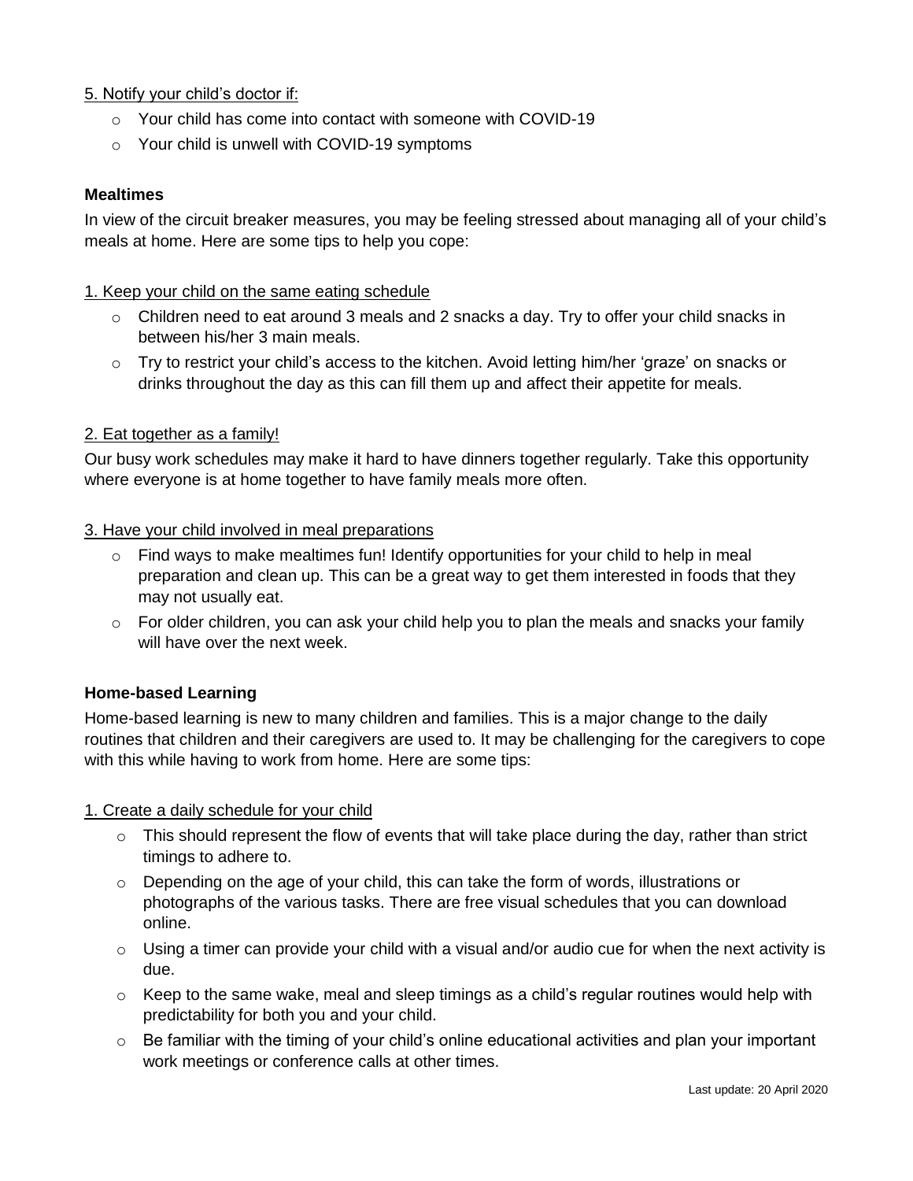5. Notify your child's doctor if:

- Your child has come into contact with someone with COVID-19
- Your child is unwell with COVID-19 symptoms

**Mealtimes**

In view of the circuit breaker measures, you may be feeling stressed about managing all of your child's meals at home. Here are some tips to help you cope:

1. Keep your child on the same eating schedule

- Children need to eat around 3 meals and 2 snacks a day. Try to offer your child snacks in between his/her 3 main meals.
- Try to restrict your child's access to the kitchen. Avoid letting him/her 'graze' on snacks or drinks throughout the day as this can fill them up and affect their appetite for meals.

2. Eat together as a family!

Our busy work schedules may make it hard to have dinners together regularly. Take this opportunity where everyone is at home together to have family meals more often.

3. Have your child involved in meal preparations

- Find ways to make mealtimes fun! Identify opportunities for your child to help in meal preparation and clean up. This can be a great way to get them interested in foods that they may not usually eat.
- For older children, you can ask your child help you to plan the meals and snacks your family will have over the next week.

**Home-based Learning**

Home-based learning is new to many children and families. This is a major change to the daily routines that children and their caregivers are used to. It may be challenging for the caregivers to cope with this while having to work from home. Here are some tips:

1. Create a daily schedule for your child

- This should represent the flow of events that will take place during the day, rather than strict timings to adhere to.
- Depending on the age of your child, this can take the form of words, illustrations or photographs of the various tasks. There are free visual schedules that you can download online.
- Using a timer can provide your child with a visual and/or audio cue for when the next activity is due.
- Keep to the same wake, meal and sleep timings as a child's regular routines would help with predictability for both you and your child.
- Be familiar with the timing of your child's online educational activities and plan your important work meetings or conference calls at other times.

Last update: 20 April 2020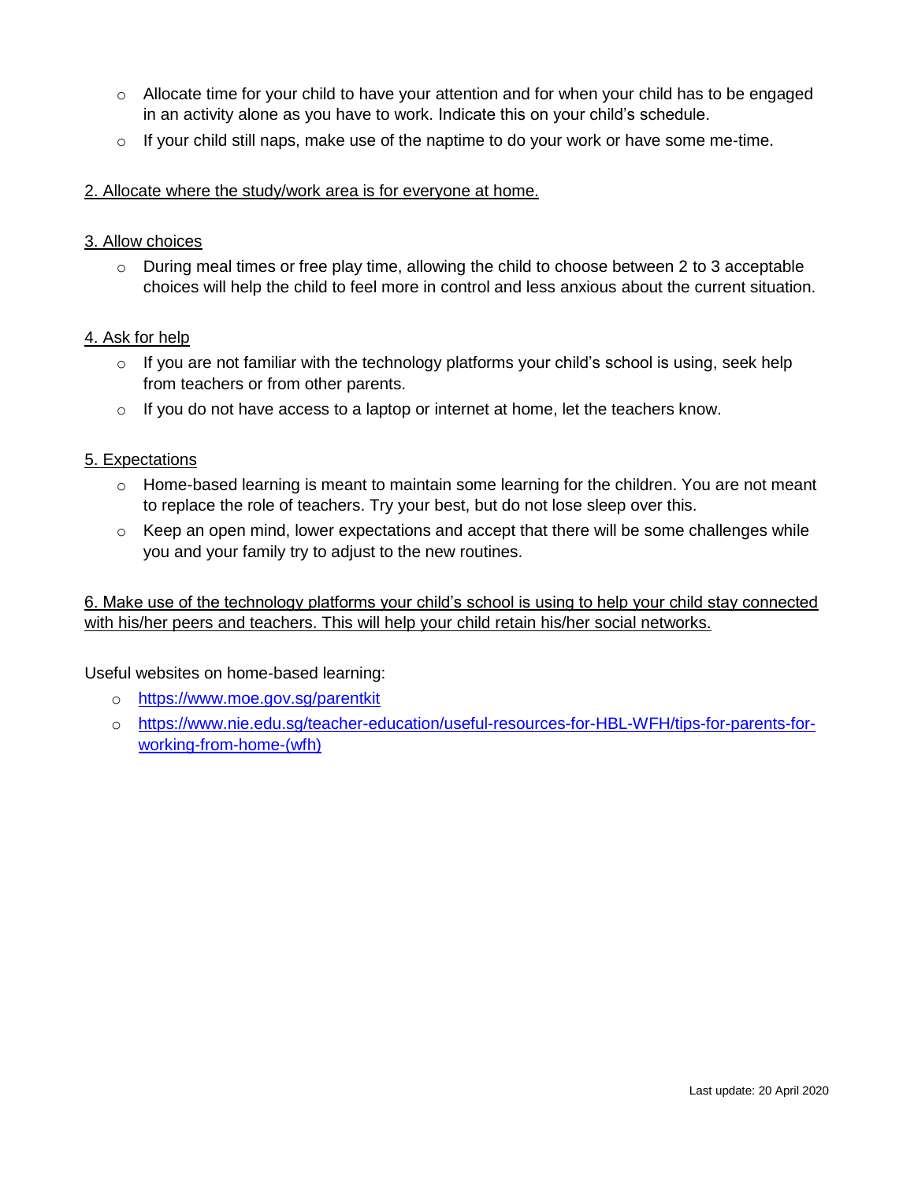- Allocate time for your child to have your attention and for when your child has to be engaged in an activity alone as you have to work. Indicate this on your child's schedule.
- If your child still naps, make use of the naptime to do your work or have some me-time.

<u>2. Allocate where the study/work area is for everyone at home.</u>

<u>3. Allow choices</u>

- During meal times or free play time, allowing the child to choose between 2 to 3 acceptable choices will help the child to feel more in control and less anxious about the current situation.

<u>4. Ask for help</u>

- If you are not familiar with the technology platforms your child's school is using, seek help from teachers or from other parents.
- If you do not have access to a laptop or internet at home, let the teachers know.

<u>5. Expectations</u>

- Home-based learning is meant to maintain some learning for the children. You are not meant to replace the role of teachers. Try your best, but do not lose sleep over this.
- Keep an open mind, lower expectations and accept that there will be some challenges while you and your family try to adjust to the new routines.

<u>6. Make use of the technology platforms your child's school is using to help your child stay connected with his/her peers and teachers. This will help your child retain his/her social networks.</u>

Useful websites on home-based learning:

- https://www.moe.gov.sg/parentkit
- https://www.nie.edu.sg/teacher-education/useful-resources-for-HBL-WFH/tips-for-parents-for-working-from-home-(wfh)

Last update: 20 April 2020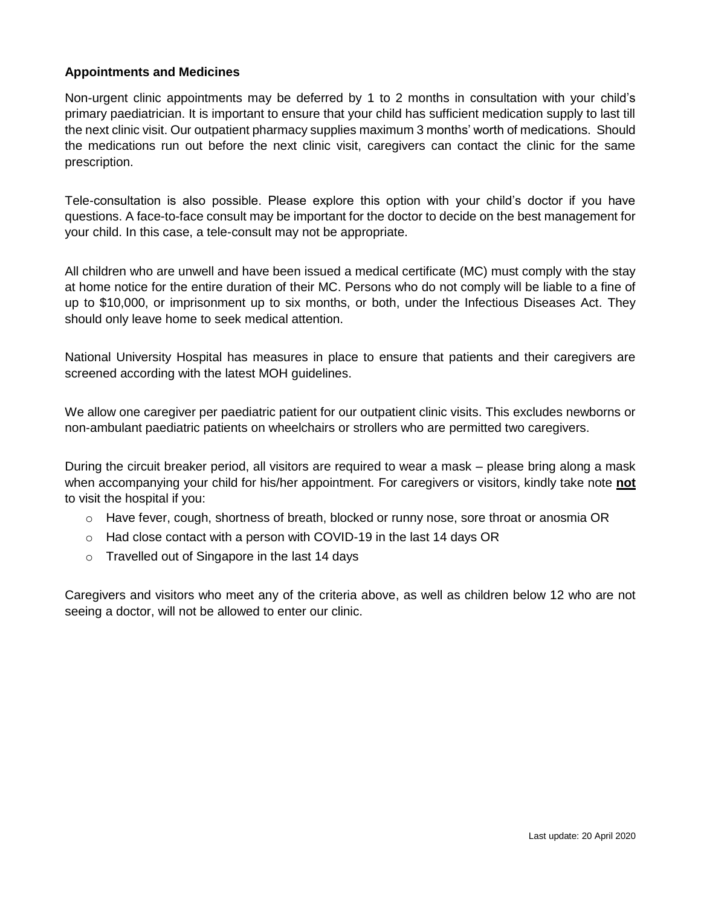**Appointments and Medicines**

Non-urgent clinic appointments may be deferred by 1 to 2 months in consultation with your child's primary paediatrician. It is important to ensure that your child has sufficient medication supply to last till the next clinic visit. Our outpatient pharmacy supplies maximum 3 months' worth of medications. Should the medications run out before the next clinic visit, caregivers can contact the clinic for the same prescription.

Tele-consultation is also possible. Please explore this option with your child's doctor if you have questions. A face-to-face consult may be important for the doctor to decide on the best management for your child. In this case, a tele-consult may not be appropriate.

All children who are unwell and have been issued a medical certificate (MC) must comply with the stay at home notice for the entire duration of their MC. Persons who do not comply will be liable to a fine of up to $10,000, or imprisonment up to six months, or both, under the Infectious Diseases Act. They should only leave home to seek medical attention.

National University Hospital has measures in place to ensure that patients and their caregivers are screened according with the latest MOH guidelines.

We allow one caregiver per paediatric patient for our outpatient clinic visits. This excludes newborns or non-ambulant paediatric patients on wheelchairs or strollers who are permitted two caregivers.

During the circuit breaker period, all visitors are required to wear a mask – please bring along a mask when accompanying your child for his/her appointment. For caregivers or visitors, kindly take note **not** to visit the hospital if you:

- Have fever, cough, shortness of breath, blocked or runny nose, sore throat or anosmia OR
- Had close contact with a person with COVID-19 in the last 14 days OR
- Travelled out of Singapore in the last 14 days

Caregivers and visitors who meet any of the criteria above, as well as children below 12 who are not seeing a doctor, will not be allowed to enter our clinic.

Last update: 20 April 2020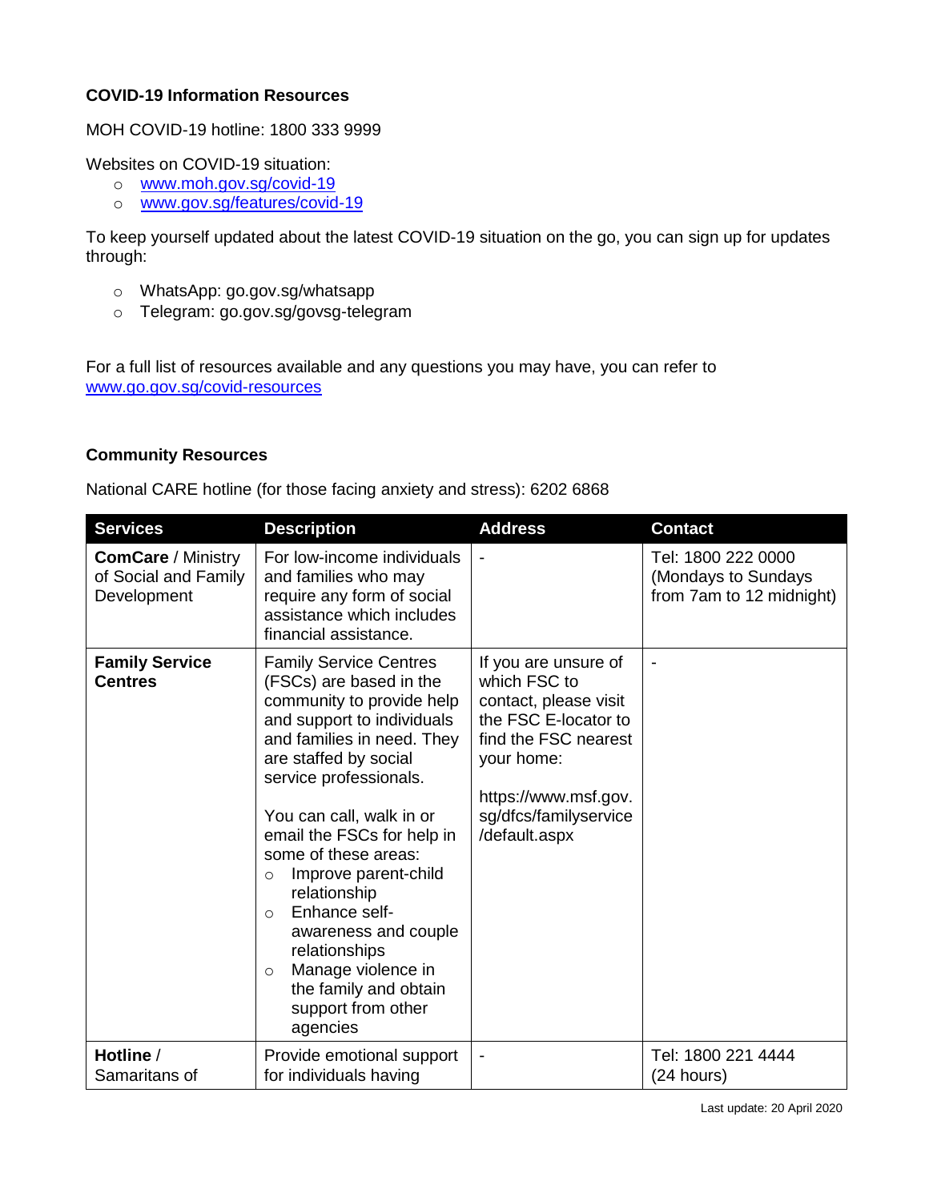**COVID-19 Information Resources**

MOH COVID-19 hotline: 1800 333 9999

Websites on COVID-19 situation:

- www.moh.gov.sg/covid-19
- www.gov.sg/features/covid-19

To keep yourself updated about the latest COVID-19 situation on the go, you can sign up for updates through:

- WhatsApp: go.gov.sg/whatsapp
- Telegram: go.gov.sg/govsg-telegram

For a full list of resources available and any questions you may have, you can refer to www.go.gov.sg/covid-resources

**Community Resources**

National CARE hotline (for those facing anxiety and stress): 6202 6868

| Services | Description | Address | Contact |
|---|---|---|---|
| **ComCare** / Ministry of Social and Family Development | For low-income individuals and families who may require any form of social assistance which includes financial assistance. | - | Tel: 1800 222 0000 (Mondays to Sundays from 7am to 12 midnight) |
| **Family Service Centres** | Family Service Centres (FSCs) are based in the community to provide help and support to individuals and families in need. They are staffed by social service professionals.<br><br>You can call, walk in or email the FSCs for help in some of these areas:<br>○ Improve parent-child relationship<br>○ Enhance self-awareness and couple relationships<br>○ Manage violence in the family and obtain support from other agencies | If you are unsure of which FSC to contact, please visit the FSC E-locator to find the FSC nearest your home:<br><br>https://www.msf.gov.sg/dfcs/familyservice/default.aspx | - |
| **Hotline** / Samaritans of | Provide emotional support for individuals having | - | Tel: 1800 221 4444 (24 hours) |

Last update: 20 April 2020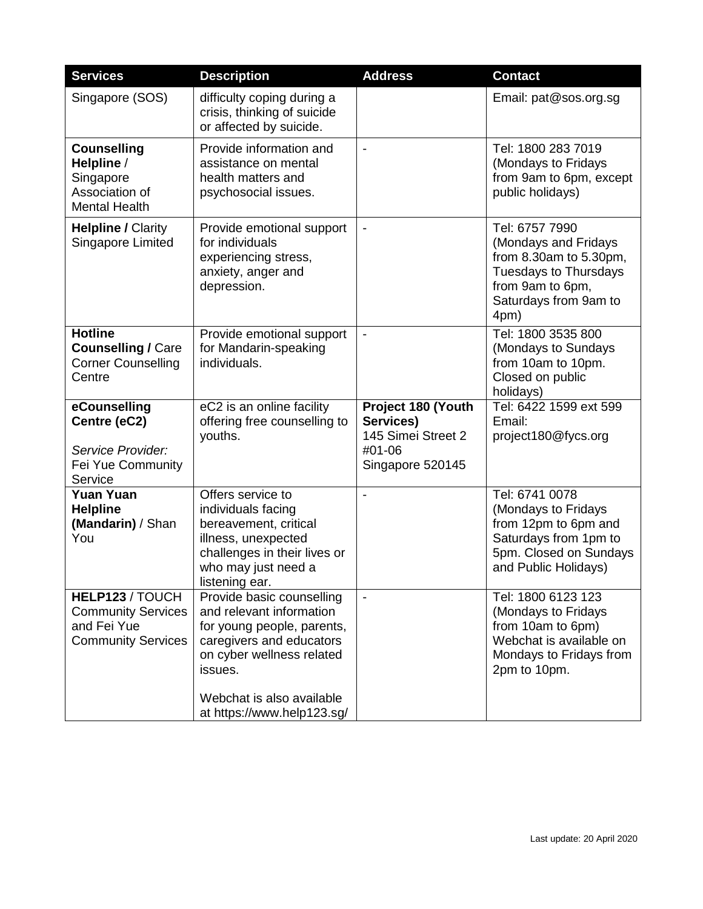| Services | Description | Address | Contact |
| --- | --- | --- | --- |
| Singapore (SOS) | difficulty coping during a crisis, thinking of suicide or affected by suicide. | | Email: pat@sos.org.sg |
| **Counselling Helpline** / Singapore Association of Mental Health | Provide information and assistance on mental health matters and psychosocial issues. | - | Tel: 1800 283 7019 (Mondays to Fridays from 9am to 6pm, except public holidays) |
| **Helpline /** Clarity Singapore Limited | Provide emotional support for individuals experiencing stress, anxiety, anger and depression. | - | Tel: 6757 7990 (Mondays and Fridays from 8.30am to 5.30pm, Tuesdays to Thursdays from 9am to 6pm, Saturdays from 9am to 4pm) |
| **Hotline Counselling /** Care Corner Counselling Centre | Provide emotional support for Mandarin-speaking individuals. | - | Tel: 1800 3535 800 (Mondays to Sundays from 10am to 10pm. Closed on public holidays) |
| **eCounselling Centre (eC2)**<br><br>*Service Provider:* Fei Yue Community Service | eC2 is an online facility offering free counselling to youths. | **Project 180 (Youth Services)** 145 Simei Street 2 #01-06 Singapore 520145 | Tel: 6422 1599 ext 599<br>Email: project180@fycs.org |
| **Yuan Yuan Helpline (Mandarin)** / Shan You | Offers service to individuals facing bereavement, critical illness, unexpected challenges in their lives or who may just need a listening ear. | - | Tel: 6741 0078 (Mondays to Fridays from 12pm to 6pm and Saturdays from 1pm to 5pm. Closed on Sundays and Public Holidays) |
| **HELP123** / TOUCH Community Services and Fei Yue Community Services | Provide basic counselling and relevant information for young people, parents, caregivers and educators on cyber wellness related issues.<br><br>Webchat is also available at https://www.help123.sg/ | - | Tel: 1800 6123 123 (Mondays to Fridays from 10am to 6pm) Webchat is available on Mondays to Fridays from 2pm to 10pm. |

Last update: 20 April 2020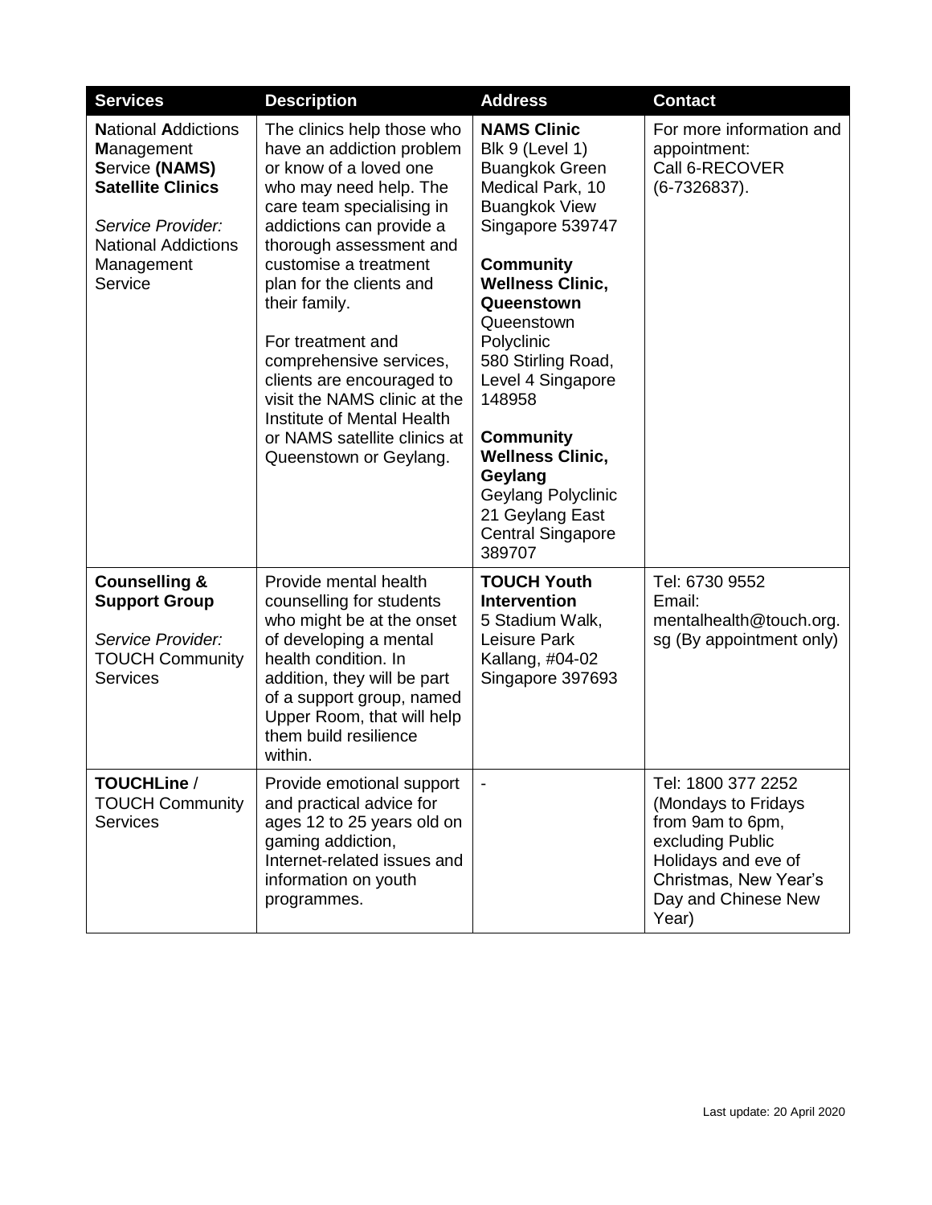| Services | Description | Address | Contact |
|---|---|---|---|
| **N**ational **A**ddictions **M**anagement **S**ervice **(NAMS) Satellite Clinics**<br><br>*Service Provider:* National Addictions Management Service | The clinics help those who have an addiction problem or know of a loved one who may need help. The care team specialising in addictions can provide a thorough assessment and customise a treatment plan for the clients and their family.<br><br>For treatment and comprehensive services, clients are encouraged to visit the NAMS clinic at the Institute of Mental Health or NAMS satellite clinics at Queenstown or Geylang. | **NAMS Clinic**<br>Blk 9 (Level 1) Buangkok Green Medical Park, 10 Buangkok View Singapore 539747<br><br>**Community Wellness Clinic, Queenstown**<br>Queenstown Polyclinic 580 Stirling Road, Level 4 Singapore 148958<br><br>**Community Wellness Clinic, Geylang**<br>Geylang Polyclinic 21 Geylang East Central Singapore 389707 | For more information and appointment:<br>Call 6-RECOVER (6-7326837). |
| **Counselling & Support Group**<br><br>*Service Provider:* TOUCH Community Services | Provide mental health counselling for students who might be at the onset of developing a mental health condition. In addition, they will be part of a support group, named Upper Room, that will help them build resilience within. | **TOUCH Youth Intervention**<br>5 Stadium Walk, Leisure Park Kallang, #04-02 Singapore 397693 | Tel: 6730 9552<br>Email: mentalhealth@touch.org.sg (By appointment only) |
| **TOUCHLine** / TOUCH Community Services | Provide emotional support and practical advice for ages 12 to 25 years old on gaming addiction, Internet-related issues and information on youth programmes. | - | Tel: 1800 377 2252 (Mondays to Fridays from 9am to 6pm, excluding Public Holidays and eve of Christmas, New Year's Day and Chinese New Year) |

Last update: 20 April 2020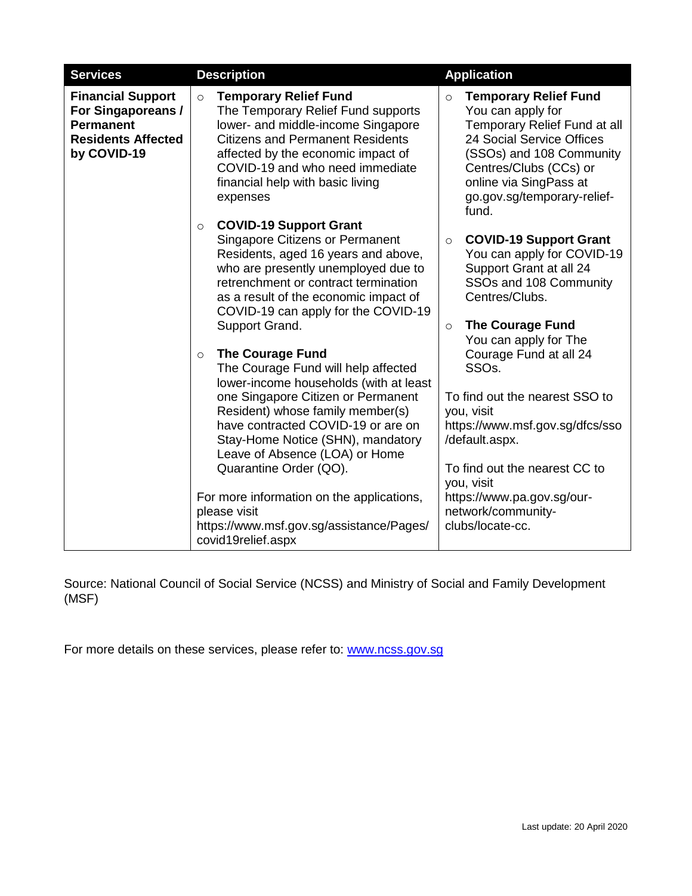| Services | Description | Application |
|---|---|---|
| **Financial Support For Singaporeans / Permanent Residents Affected by COVID-19** | ○ **Temporary Relief Fund** The Temporary Relief Fund supports lower- and middle-income Singapore Citizens and Permanent Residents affected by the economic impact of COVID-19 and who need immediate financial help with basic living expenses<br><br>○ **COVID-19 Support Grant** Singapore Citizens or Permanent Residents, aged 16 years and above, who are presently unemployed due to retrenchment or contract termination as a result of the economic impact of COVID-19 can apply for the COVID-19 Support Grand.<br><br>○ **The Courage Fund** The Courage Fund will help affected lower-income households (with at least one Singapore Citizen or Permanent Resident) whose family member(s) have contracted COVID-19 or are on Stay-Home Notice (SHN), mandatory Leave of Absence (LOA) or Home Quarantine Order (QO).<br><br>For more information on the applications, please visit https://www.msf.gov.sg/assistance/Pages/covid19relief.aspx | ○ **Temporary Relief Fund** You can apply for Temporary Relief Fund at all 24 Social Service Offices (SSOs) and 108 Community Centres/Clubs (CCs) or online via SingPass at go.gov.sg/temporary-relief-fund.<br><br>○ **COVID-19 Support Grant** You can apply for COVID-19 Support Grant at all 24 SSOs and 108 Community Centres/Clubs.<br><br>○ **The Courage Fund** You can apply for The Courage Fund at all 24 SSOs.<br><br>To find out the nearest SSO to you, visit https://www.msf.gov.sg/dfcs/sso/default.aspx.<br><br>To find out the nearest CC to you, visit https://www.pa.gov.sg/our-network/community-clubs/locate-cc. |

Source: National Council of Social Service (NCSS) and Ministry of Social and Family Development (MSF)

For more details on these services, please refer to: [www.ncss.gov.sg](www.ncss.gov.sg)

Last update: 20 April 2020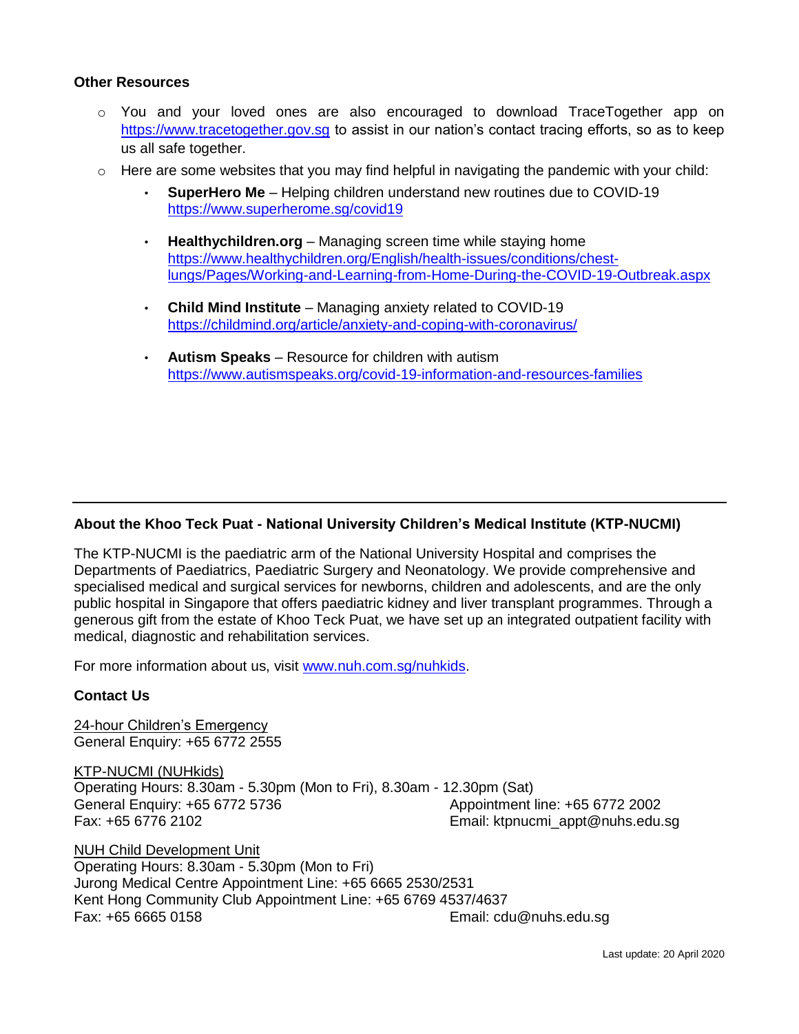**Other Resources**

- You and your loved ones are also encouraged to download TraceTogether app on https://www.tracetogether.gov.sg to assist in our nation's contact tracing efforts, so as to keep us all safe together.
- Here are some websites that you may find helpful in navigating the pandemic with your child:
  - **SuperHero Me** – Helping children understand new routines due to COVID-19 https://www.superherome.sg/covid19
  - **Healthychildren.org** – Managing screen time while staying home https://www.healthychildren.org/English/health-issues/conditions/chest-lungs/Pages/Working-and-Learning-from-Home-During-the-COVID-19-Outbreak.aspx
  - **Child Mind Institute** – Managing anxiety related to COVID-19 https://childmind.org/article/anxiety-and-coping-with-coronavirus/
  - **Autism Speaks** – Resource for children with autism https://www.autismspeaks.org/covid-19-information-and-resources-families

---

**About the Khoo Teck Puat - National University Children's Medical Institute (KTP-NUCMI)**

The KTP-NUCMI is the paediatric arm of the National University Hospital and comprises the Departments of Paediatrics, Paediatric Surgery and Neonatology. We provide comprehensive and specialised medical and surgical services for newborns, children and adolescents, and are the only public hospital in Singapore that offers paediatric kidney and liver transplant programmes. Through a generous gift from the estate of Khoo Teck Puat, we have set up an integrated outpatient facility with medical, diagnostic and rehabilitation services.

For more information about us, visit www.nuh.com.sg/nuhkids.

**Contact Us**

24-hour Children's Emergency
General Enquiry: +65 6772 2555

KTP-NUCMI (NUHkids)
Operating Hours: 8.30am - 5.30pm (Mon to Fri), 8.30am - 12.30pm (Sat)
General Enquiry: +65 6772 5736
Appointment line: +65 6772 2002
Fax: +65 6776 2102
Email: ktpnucmi_appt@nuhs.edu.sg

NUH Child Development Unit
Operating Hours: 8.30am - 5.30pm (Mon to Fri)
Jurong Medical Centre Appointment Line: +65 6665 2530/2531
Kent Hong Community Club Appointment Line: +65 6769 4537/4637
Fax: +65 6665 0158
Email: cdu@nuhs.edu.sg

Last update: 20 April 2020